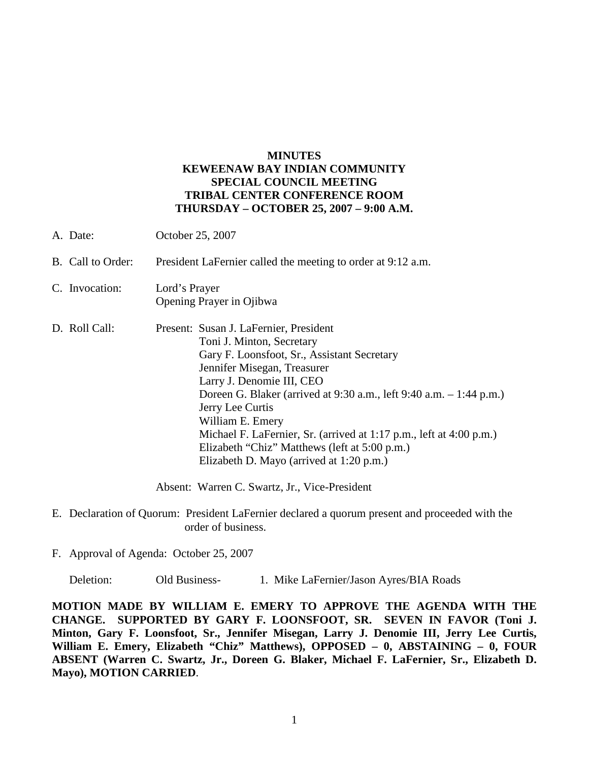**MINUTES**
**KEWEENAW BAY INDIAN COMMUNITY**
**SPECIAL COUNCIL MEETING**
**TRIBAL CENTER CONFERENCE ROOM**
**THURSDAY – OCTOBER 25, 2007 – 9:00 A.M.**

A. Date: October 25, 2007

B. Call to Order: President LaFernier called the meeting to order at 9:12 a.m.

C. Invocation: Lord's Prayer
Opening Prayer in Ojibwa

D. Roll Call: Present: Susan J. LaFernier, President
Toni J. Minton, Secretary
Gary F. Loonsfoot, Sr., Assistant Secretary
Jennifer Misegan, Treasurer
Larry J. Denomie III, CEO
Doreen G. Blaker (arrived at 9:30 a.m., left 9:40 a.m. – 1:44 p.m.)
Jerry Lee Curtis
William E. Emery
Michael F. LaFernier, Sr. (arrived at 1:17 p.m., left at 4:00 p.m.)
Elizabeth "Chiz" Matthews (left at 5:00 p.m.)
Elizabeth D. Mayo (arrived at 1:20 p.m.)

Absent: Warren C. Swartz, Jr., Vice-President

E. Declaration of Quorum: President LaFernier declared a quorum present and proceeded with the order of business.

F. Approval of Agenda: October 25, 2007

Deletion: Old Business- 1. Mike LaFernier/Jason Ayres/BIA Roads

**MOTION MADE BY WILLIAM E. EMERY TO APPROVE THE AGENDA WITH THE CHANGE. SUPPORTED BY GARY F. LOONSFOOT, SR. SEVEN IN FAVOR (Toni J. Minton, Gary F. Loonsfoot, Sr., Jennifer Misegan, Larry J. Denomie III, Jerry Lee Curtis, William E. Emery, Elizabeth "Chiz" Matthews), OPPOSED – 0, ABSTAINING – 0, FOUR ABSENT (Warren C. Swartz, Jr., Doreen G. Blaker, Michael F. LaFernier, Sr., Elizabeth D. Mayo), MOTION CARRIED**.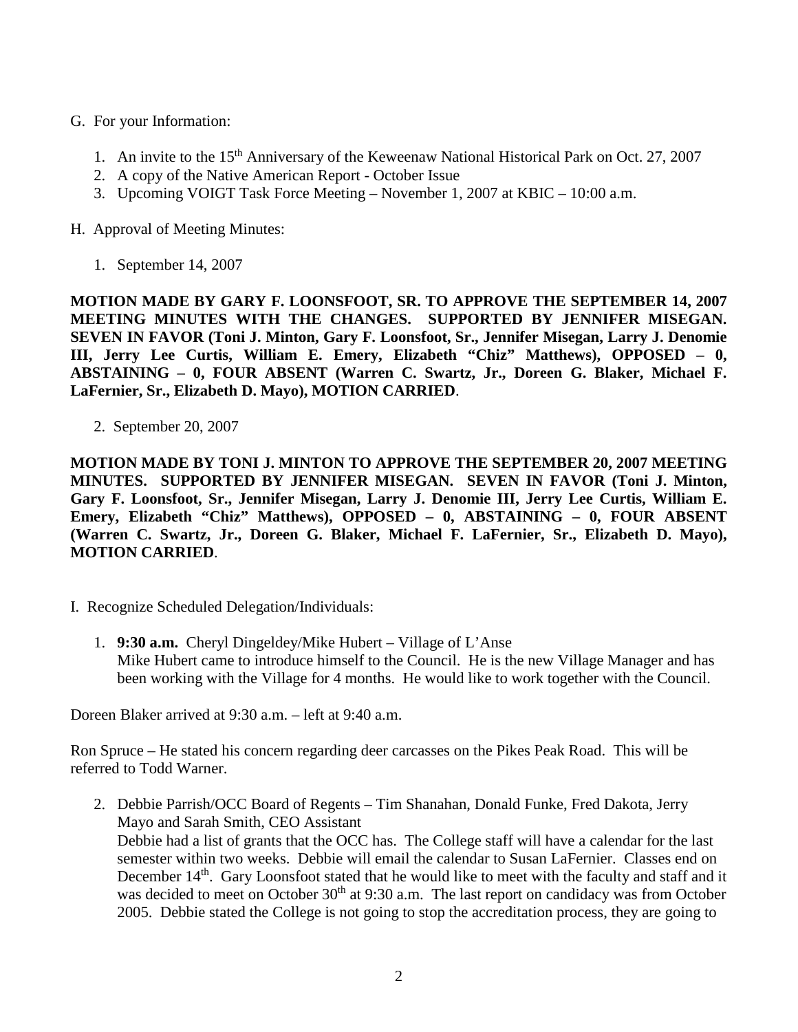G. For your Information:

1. An invite to the 15th Anniversary of the Keweenaw National Historical Park on Oct. 27, 2007
2. A copy of the Native American Report - October Issue
3. Upcoming VOIGT Task Force Meeting – November 1, 2007 at KBIC – 10:00 a.m.

H. Approval of Meeting Minutes:

1. September 14, 2007

**MOTION MADE BY GARY F. LOONSFOOT, SR. TO APPROVE THE SEPTEMBER 14, 2007 MEETING MINUTES WITH THE CHANGES. SUPPORTED BY JENNIFER MISEGAN. SEVEN IN FAVOR (Toni J. Minton, Gary F. Loonsfoot, Sr., Jennifer Misegan, Larry J. Denomie III, Jerry Lee Curtis, William E. Emery, Elizabeth "Chiz" Matthews), OPPOSED – 0, ABSTAINING – 0, FOUR ABSENT (Warren C. Swartz, Jr., Doreen G. Blaker, Michael F. LaFernier, Sr., Elizabeth D. Mayo), MOTION CARRIED**.

2. September 20, 2007

**MOTION MADE BY TONI J. MINTON TO APPROVE THE SEPTEMBER 20, 2007 MEETING MINUTES. SUPPORTED BY JENNIFER MISEGAN. SEVEN IN FAVOR (Toni J. Minton, Gary F. Loonsfoot, Sr., Jennifer Misegan, Larry J. Denomie III, Jerry Lee Curtis, William E. Emery, Elizabeth "Chiz" Matthews), OPPOSED – 0, ABSTAINING – 0, FOUR ABSENT (Warren C. Swartz, Jr., Doreen G. Blaker, Michael F. LaFernier, Sr., Elizabeth D. Mayo), MOTION CARRIED**.

I. Recognize Scheduled Delegation/Individuals:

1. **9:30 a.m.** Cheryl Dingeldey/Mike Hubert – Village of L'Anse
   Mike Hubert came to introduce himself to the Council. He is the new Village Manager and has been working with the Village for 4 months. He would like to work together with the Council.

Doreen Blaker arrived at 9:30 a.m. – left at 9:40 a.m.

Ron Spruce – He stated his concern regarding deer carcasses on the Pikes Peak Road. This will be referred to Todd Warner.

2. Debbie Parrish/OCC Board of Regents – Tim Shanahan, Donald Funke, Fred Dakota, Jerry Mayo and Sarah Smith, CEO Assistant
   Debbie had a list of grants that the OCC has. The College staff will have a calendar for the last semester within two weeks. Debbie will email the calendar to Susan LaFernier. Classes end on December 14th. Gary Loonsfoot stated that he would like to meet with the faculty and staff and it was decided to meet on October 30th at 9:30 a.m. The last report on candidacy was from October 2005. Debbie stated the College is not going to stop the accreditation process, they are going to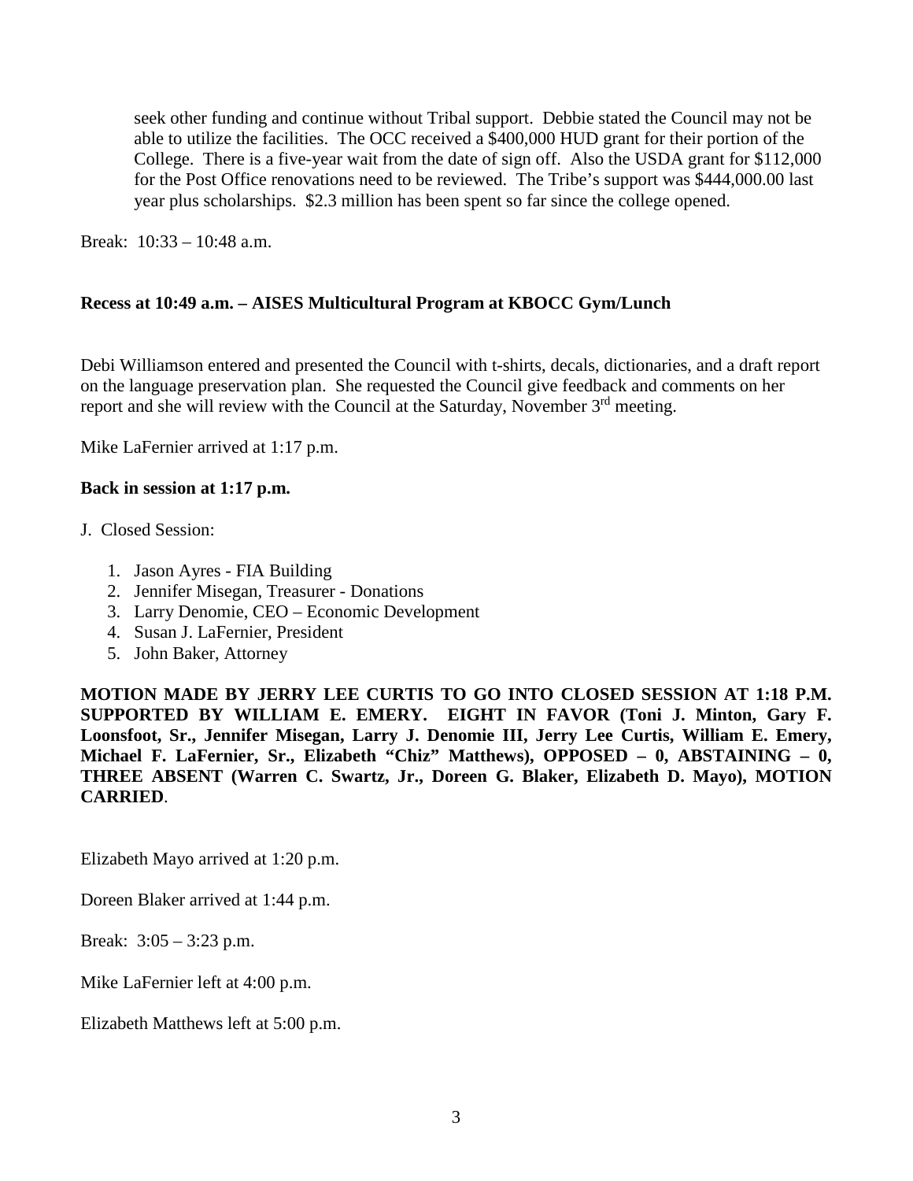seek other funding and continue without Tribal support. Debbie stated the Council may not be able to utilize the facilities. The OCC received a $400,000 HUD grant for their portion of the College. There is a five-year wait from the date of sign off. Also the USDA grant for $112,000 for the Post Office renovations need to be reviewed. The Tribe's support was $444,000.00 last year plus scholarships. $2.3 million has been spent so far since the college opened.

Break: 10:33 – 10:48 a.m.

**Recess at 10:49 a.m. – AISES Multicultural Program at KBOCC Gym/Lunch**

Debi Williamson entered and presented the Council with t-shirts, decals, dictionaries, and a draft report on the language preservation plan. She requested the Council give feedback and comments on her report and she will review with the Council at the Saturday, November 3rd meeting.

Mike LaFernier arrived at 1:17 p.m.

**Back in session at 1:17 p.m.**

J. Closed Session:

1. Jason Ayres - FIA Building
2. Jennifer Misegan, Treasurer - Donations
3. Larry Denomie, CEO – Economic Development
4. Susan J. LaFernier, President
5. John Baker, Attorney

**MOTION MADE BY JERRY LEE CURTIS TO GO INTO CLOSED SESSION AT 1:18 P.M. SUPPORTED BY WILLIAM E. EMERY. EIGHT IN FAVOR (Toni J. Minton, Gary F. Loonsfoot, Sr., Jennifer Misegan, Larry J. Denomie III, Jerry Lee Curtis, William E. Emery, Michael F. LaFernier, Sr., Elizabeth "Chiz" Matthews), OPPOSED – 0, ABSTAINING – 0, THREE ABSENT (Warren C. Swartz, Jr., Doreen G. Blaker, Elizabeth D. Mayo), MOTION CARRIED**.

Elizabeth Mayo arrived at 1:20 p.m.

Doreen Blaker arrived at 1:44 p.m.

Break: 3:05 – 3:23 p.m.

Mike LaFernier left at 4:00 p.m.

Elizabeth Matthews left at 5:00 p.m.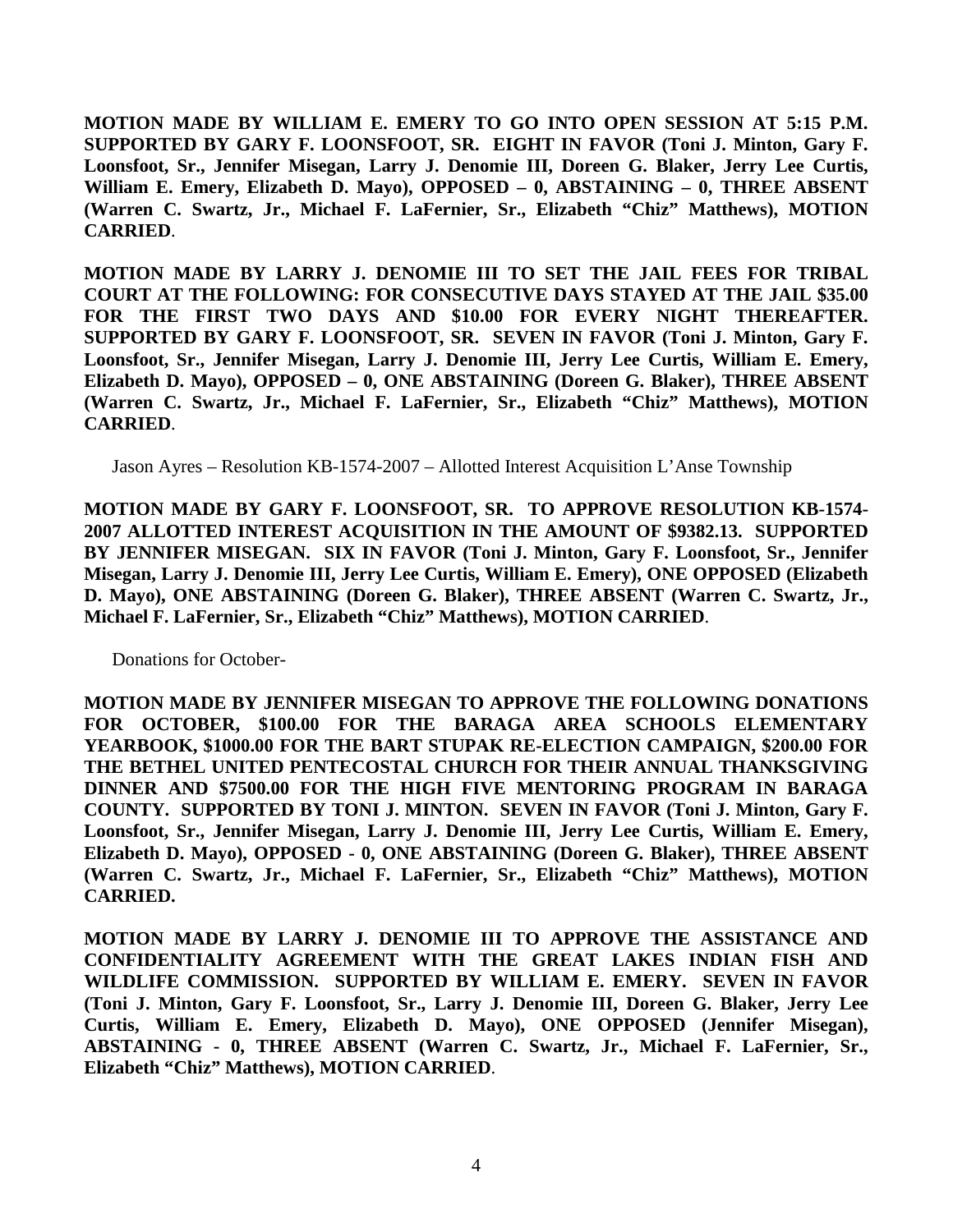**MOTION MADE BY WILLIAM E. EMERY TO GO INTO OPEN SESSION AT 5:15 P.M. SUPPORTED BY GARY F. LOONSFOOT, SR. EIGHT IN FAVOR (Toni J. Minton, Gary F. Loonsfoot, Sr., Jennifer Misegan, Larry J. Denomie III, Doreen G. Blaker, Jerry Lee Curtis, William E. Emery, Elizabeth D. Mayo), OPPOSED – 0, ABSTAINING – 0, THREE ABSENT (Warren C. Swartz, Jr., Michael F. LaFernier, Sr., Elizabeth "Chiz" Matthews), MOTION CARRIED**.

**MOTION MADE BY LARRY J. DENOMIE III TO SET THE JAIL FEES FOR TRIBAL COURT AT THE FOLLOWING: FOR CONSECUTIVE DAYS STAYED AT THE JAIL $35.00 FOR THE FIRST TWO DAYS AND $10.00 FOR EVERY NIGHT THEREAFTER. SUPPORTED BY GARY F. LOONSFOOT, SR. SEVEN IN FAVOR (Toni J. Minton, Gary F. Loonsfoot, Sr., Jennifer Misegan, Larry J. Denomie III, Jerry Lee Curtis, William E. Emery, Elizabeth D. Mayo), OPPOSED – 0, ONE ABSTAINING (Doreen G. Blaker), THREE ABSENT (Warren C. Swartz, Jr., Michael F. LaFernier, Sr., Elizabeth "Chiz" Matthews), MOTION CARRIED**.

Jason Ayres – Resolution KB-1574-2007 – Allotted Interest Acquisition L'Anse Township

**MOTION MADE BY GARY F. LOONSFOOT, SR. TO APPROVE RESOLUTION KB-1574-2007 ALLOTTED INTEREST ACQUISITION IN THE AMOUNT OF $9382.13. SUPPORTED BY JENNIFER MISEGAN. SIX IN FAVOR (Toni J. Minton, Gary F. Loonsfoot, Sr., Jennifer Misegan, Larry J. Denomie III, Jerry Lee Curtis, William E. Emery), ONE OPPOSED (Elizabeth D. Mayo), ONE ABSTAINING (Doreen G. Blaker), THREE ABSENT (Warren C. Swartz, Jr., Michael F. LaFernier, Sr., Elizabeth "Chiz" Matthews), MOTION CARRIED**.

Donations for October-

**MOTION MADE BY JENNIFER MISEGAN TO APPROVE THE FOLLOWING DONATIONS FOR OCTOBER, $100.00 FOR THE BARAGA AREA SCHOOLS ELEMENTARY YEARBOOK, $1000.00 FOR THE BART STUPAK RE-ELECTION CAMPAIGN, $200.00 FOR THE BETHEL UNITED PENTECOSTAL CHURCH FOR THEIR ANNUAL THANKSGIVING DINNER AND $7500.00 FOR THE HIGH FIVE MENTORING PROGRAM IN BARAGA COUNTY. SUPPORTED BY TONI J. MINTON. SEVEN IN FAVOR (Toni J. Minton, Gary F. Loonsfoot, Sr., Jennifer Misegan, Larry J. Denomie III, Jerry Lee Curtis, William E. Emery, Elizabeth D. Mayo), OPPOSED - 0, ONE ABSTAINING (Doreen G. Blaker), THREE ABSENT (Warren C. Swartz, Jr., Michael F. LaFernier, Sr., Elizabeth "Chiz" Matthews), MOTION CARRIED.**

**MOTION MADE BY LARRY J. DENOMIE III TO APPROVE THE ASSISTANCE AND CONFIDENTIALITY AGREEMENT WITH THE GREAT LAKES INDIAN FISH AND WILDLIFE COMMISSION. SUPPORTED BY WILLIAM E. EMERY. SEVEN IN FAVOR (Toni J. Minton, Gary F. Loonsfoot, Sr., Larry J. Denomie III, Doreen G. Blaker, Jerry Lee Curtis, William E. Emery, Elizabeth D. Mayo), ONE OPPOSED (Jennifer Misegan), ABSTAINING - 0, THREE ABSENT (Warren C. Swartz, Jr., Michael F. LaFernier, Sr., Elizabeth "Chiz" Matthews), MOTION CARRIED**.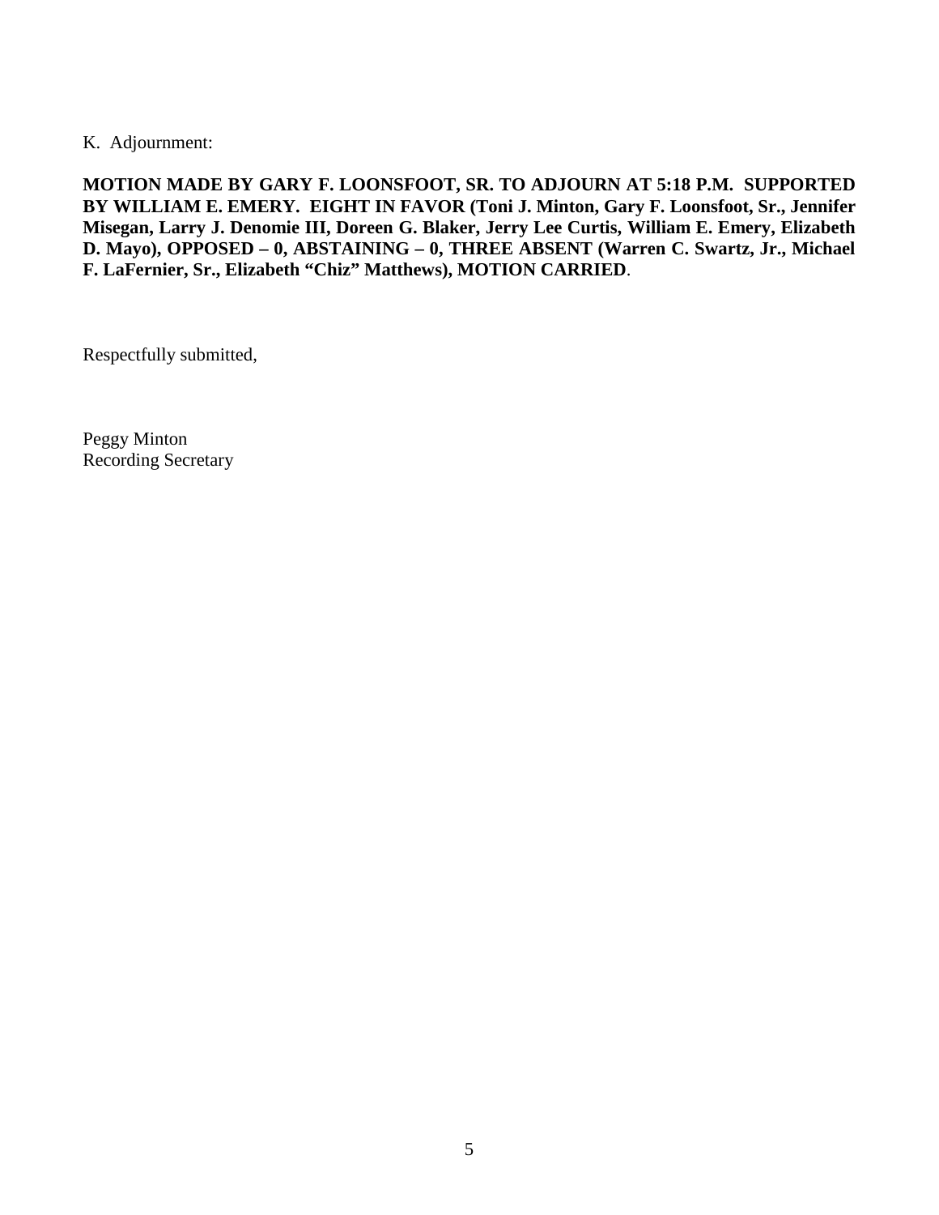K. Adjournment:

**MOTION MADE BY GARY F. LOONSFOOT, SR. TO ADJOURN AT 5:18 P.M. SUPPORTED BY WILLIAM E. EMERY. EIGHT IN FAVOR (Toni J. Minton, Gary F. Loonsfoot, Sr., Jennifer Misegan, Larry J. Denomie III, Doreen G. Blaker, Jerry Lee Curtis, William E. Emery, Elizabeth D. Mayo), OPPOSED – 0, ABSTAINING – 0, THREE ABSENT (Warren C. Swartz, Jr., Michael F. LaFernier, Sr., Elizabeth "Chiz" Matthews), MOTION CARRIED**.

Respectfully submitted,

Peggy Minton
Recording Secretary